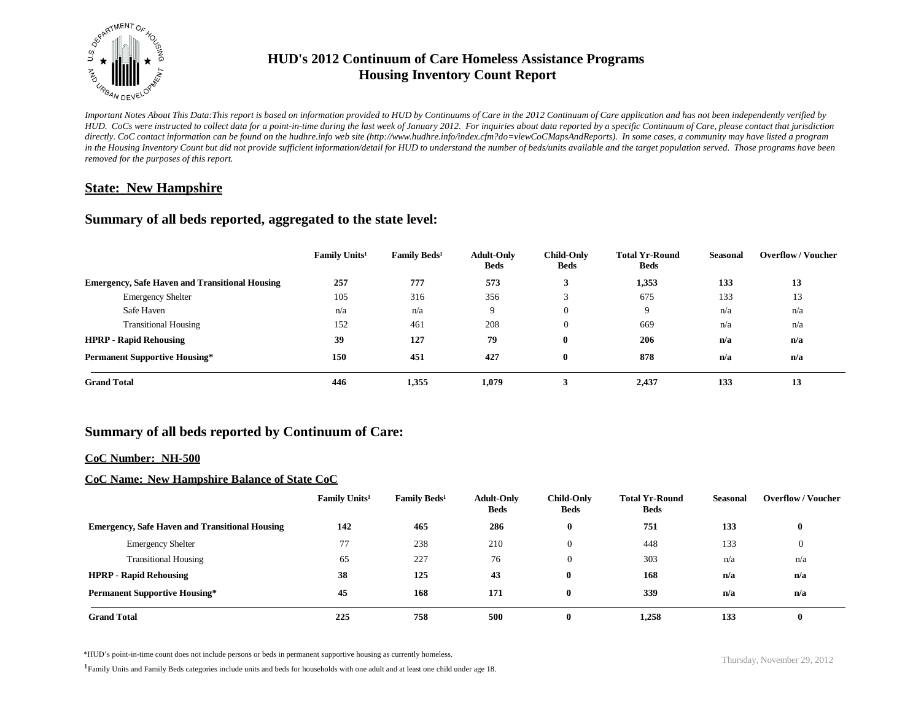# HUD's 2012 Continuum of Care Homeless Assistance Programs
# Housing Inventory Count Report

*Important Notes About This Data:This report is based on information provided to HUD by Continuums of Care in the 2012 Continuum of Care application and has not been independently verified by HUD. CoCs were instructed to collect data for a point-in-time during the last week of January 2012. For inquiries about data reported by a specific Continuum of Care, please contact that jurisdiction directly. CoC contact information can be found on the hudhre.info web site (http://www.hudhre.info/index.cfm?do=viewCoCMapsAndReports). In some cases, a community may have listed a program in the Housing Inventory Count but did not provide sufficient information/detail for HUD to understand the number of beds/units available and the target population served. Those programs have been removed for the purposes of this report.*

## State: New Hampshire

## Summary of all beds reported, aggregated to the state level:

| | Family Units[1] | Family Beds[1] | Adult-Only Beds | Child-Only Beds | Total Yr-Round Beds | Seasonal | Overflow / Voucher |
|---|---|---|---|---|---|---|---|
| **Emergency, Safe Haven and Transitional Housing** | **257** | **777** | **573** | **3** | **1,353** | **133** | **13** |
| Emergency Shelter | 105 | 316 | 356 | 3 | 675 | 133 | 13 |
| Safe Haven | n/a | n/a | 9 | 0 | 9 | n/a | n/a |
| Transitional Housing | 152 | 461 | 208 | 0 | 669 | n/a | n/a |
| **HPRP - Rapid Rehousing** | **39** | **127** | **79** | **0** | **206** | **n/a** | **n/a** |
| **Permanent Supportive Housing*** | **150** | **451** | **427** | **0** | **878** | **n/a** | **n/a** |
| **Grand Total** | **446** | **1,355** | **1,079** | **3** | **2,437** | **133** | **13** |

## Summary of all beds reported by Continuum of Care:

### CoC Number: NH-500

### CoC Name: New Hampshire Balance of State CoC

| | Family Units[1] | Family Beds[1] | Adult-Only Beds | Child-Only Beds | Total Yr-Round Beds | Seasonal | Overflow / Voucher |
|---|---|---|---|---|---|---|---|
| **Emergency, Safe Haven and Transitional Housing** | **142** | **465** | **286** | **0** | **751** | **133** | **0** |
| Emergency Shelter | 77 | 238 | 210 | 0 | 448 | 133 | 0 |
| Transitional Housing | 65 | 227 | 76 | 0 | 303 | n/a | n/a |
| **HPRP - Rapid Rehousing** | **38** | **125** | **43** | **0** | **168** | **n/a** | **n/a** |
| **Permanent Supportive Housing*** | **45** | **168** | **171** | **0** | **339** | **n/a** | **n/a** |
| **Grand Total** | **225** | **758** | **500** | **0** | **1,258** | **133** | **0** |

*HUD's point-in-time count does not include persons or beds in permanent supportive housing as currently homeless.

[1] Family Units and Family Beds categories include units and beds for households with one adult and at least one child under age 18.

Thursday, November 29, 2012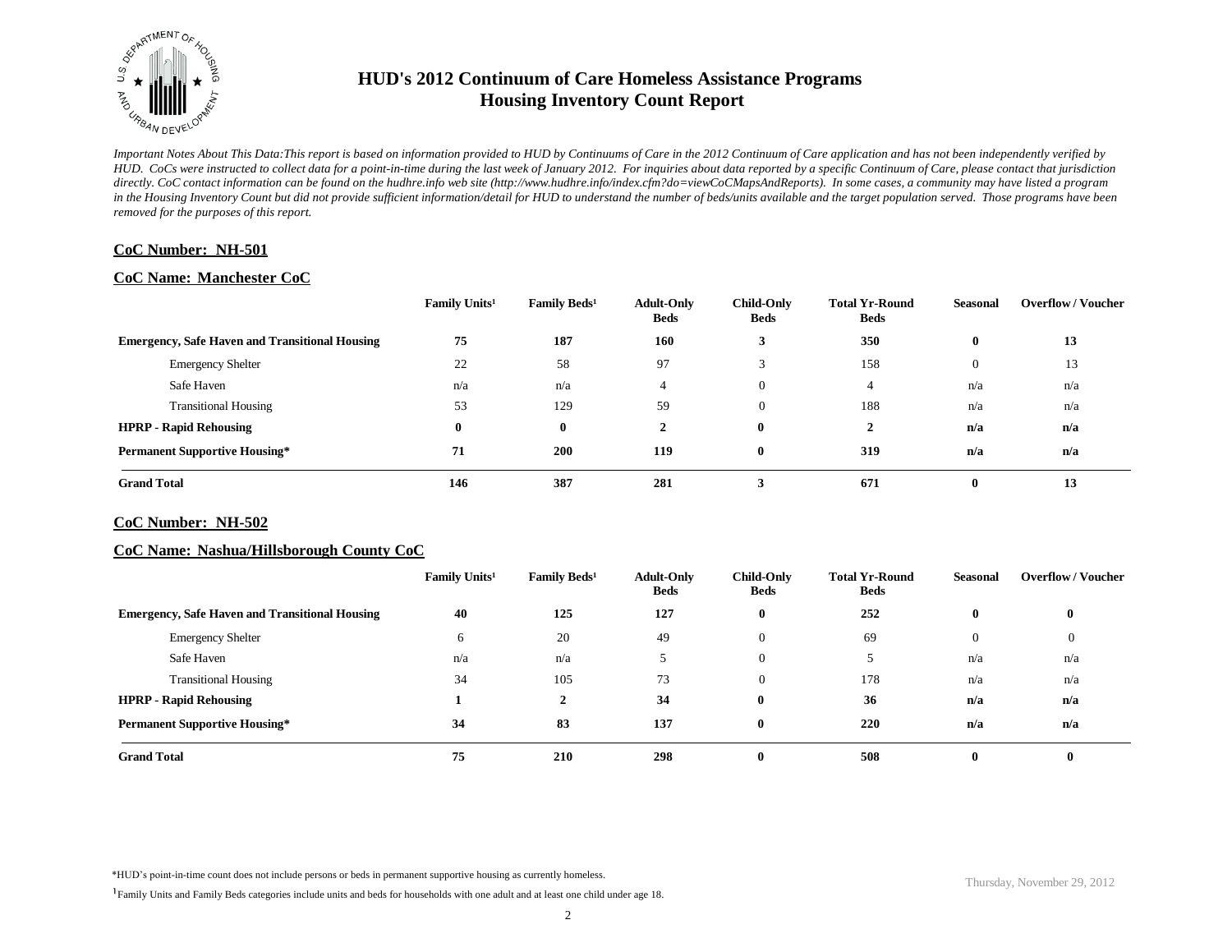# HUD's 2012 Continuum of Care Homeless Assistance Programs
## Housing Inventory Count Report

*Important Notes About This Data:This report is based on information provided to HUD by Continuums of Care in the 2012 Continuum of Care application and has not been independently verified by HUD. CoCs were instructed to collect data for a point-in-time during the last week of January 2012. For inquiries about data reported by a specific Continuum of Care, please contact that jurisdiction directly. CoC contact information can be found on the hudhre.info web site (http://www.hudhre.info/index.cfm?do=viewCoCMapsAndReports). In some cases, a community may have listed a program in the Housing Inventory Count but did not provide sufficient information/detail for HUD to understand the number of beds/units available and the target population served. Those programs have been removed for the purposes of this report.*

### CoC Number: NH-501

### CoC Name: Manchester CoC

| | Family Units[1] | Family Beds[1] | Adult-Only Beds | Child-Only Beds | Total Yr-Round Beds | Seasonal | Overflow / Voucher |
|---|---|---|---|---|---|---|---|
| **Emergency, Safe Haven and Transitional Housing** | **75** | **187** | **160** | **3** | **350** | **0** | **13** |
| Emergency Shelter | 22 | 58 | 97 | 3 | 158 | 0 | 13 |
| Safe Haven | n/a | n/a | 4 | 0 | 4 | n/a | n/a |
| Transitional Housing | 53 | 129 | 59 | 0 | 188 | n/a | n/a |
| **HPRP - Rapid Rehousing** | **0** | **0** | **2** | **0** | **2** | **n/a** | **n/a** |
| **Permanent Supportive Housing*** | **71** | **200** | **119** | **0** | **319** | **n/a** | **n/a** |
| **Grand Total** | **146** | **387** | **281** | **3** | **671** | **0** | **13** |

### CoC Number: NH-502

### CoC Name: Nashua/Hillsborough County CoC

| | Family Units[1] | Family Beds[1] | Adult-Only Beds | Child-Only Beds | Total Yr-Round Beds | Seasonal | Overflow / Voucher |
|---|---|---|---|---|---|---|---|
| **Emergency, Safe Haven and Transitional Housing** | **40** | **125** | **127** | **0** | **252** | **0** | **0** |
| Emergency Shelter | 6 | 20 | 49 | 0 | 69 | 0 | 0 |
| Safe Haven | n/a | n/a | 5 | 0 | 5 | n/a | n/a |
| Transitional Housing | 34 | 105 | 73 | 0 | 178 | n/a | n/a |
| **HPRP - Rapid Rehousing** | **1** | **2** | **34** | **0** | **36** | **n/a** | **n/a** |
| **Permanent Supportive Housing*** | **34** | **83** | **137** | **0** | **220** | **n/a** | **n/a** |
| **Grand Total** | **75** | **210** | **298** | **0** | **508** | **0** | **0** |

*HUD's point-in-time count does not include persons or beds in permanent supportive housing as currently homeless.

[1] Family Units and Family Beds categories include units and beds for households with one adult and at least one child under age 18.

Thursday, November 29, 2012